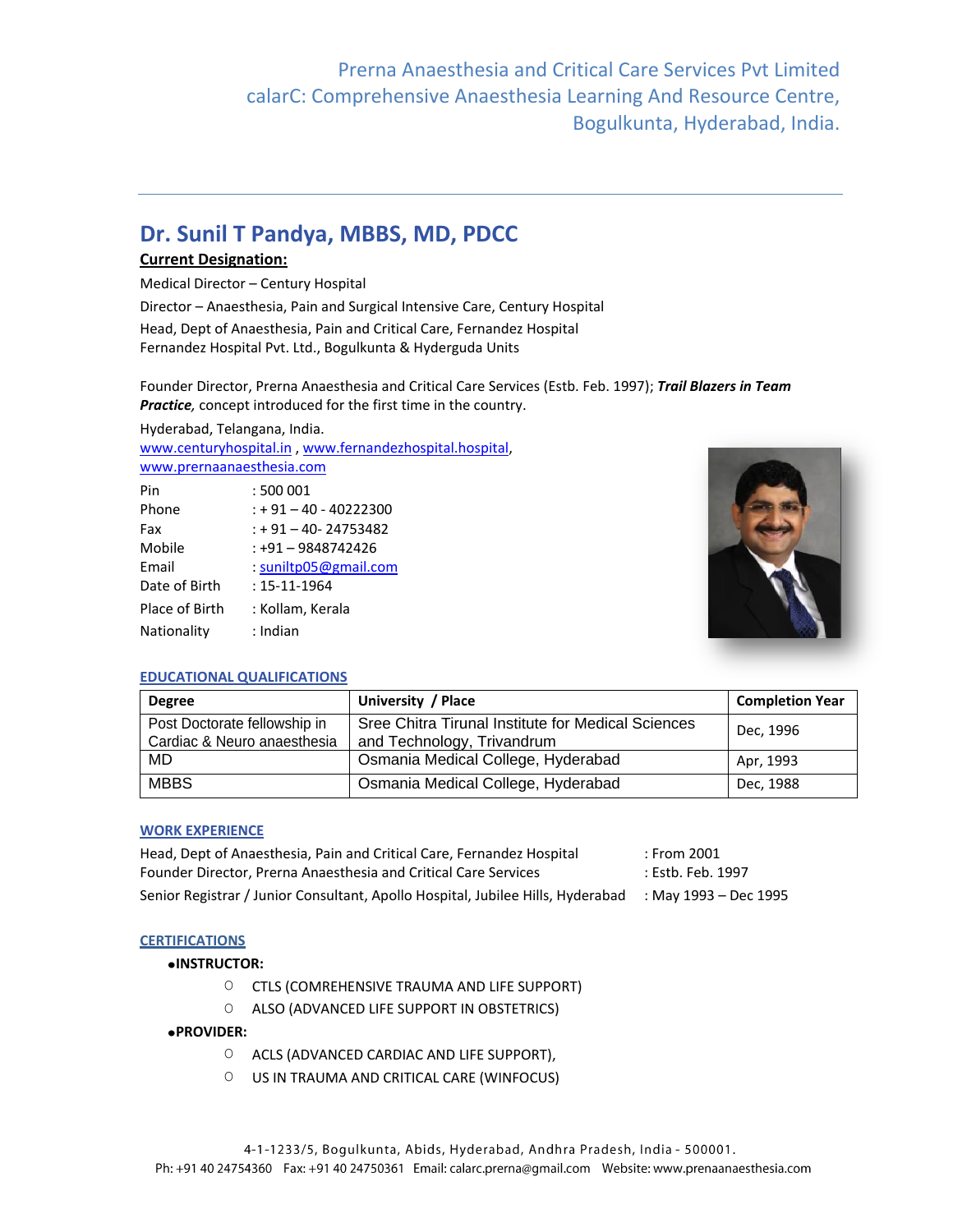Prerna Anaesthesia and Critical Care Services Pvt Limited
calarC: Comprehensive Anaesthesia Learning And Resource Centre,
Bogulkunta, Hyderabad, India.

# Dr. Sunil T Pandya, MBBS, MD, PDCC

**Current Designation:**

Medical Director – Century Hospital

Director – Anaesthesia, Pain and Surgical Intensive Care, Century Hospital

Head, Dept of Anaesthesia, Pain and Critical Care, Fernandez Hospital
Fernandez Hospital Pvt. Ltd., Bogulkunta & Hyderguda Units

Founder Director, Prerna Anaesthesia and Critical Care Services (Estb. Feb. 1997); ***Trail Blazers in Team Practice**,* concept introduced for the first time in the country.

Hyderabad, Telangana, India.
www.centuryhospital.in , www.fernandezhospital.hospital,
www.prernaanaesthesia.com

| | |
|---|---|
| Pin | : 500 001 |
| Phone | : + 91 – 40 - 40222300 |
| Fax | : + 91 – 40- 24753482 |
| Mobile | : +91 – 9848742426 |
| Email | : suniltp05@gmail.com |
| Date of Birth | : 15-11-1964 |
| Place of Birth | : Kollam, Kerala |
| Nationality | : Indian |

## EDUCATIONAL QUALIFICATIONS

| Degree | University / Place | Completion Year |
|---|---|---|
| Post Doctorate fellowship in Cardiac & Neuro anaesthesia | Sree Chitra Tirunal Institute for Medical Sciences and Technology, Trivandrum | Dec, 1996 |
| MD | Osmania Medical College, Hyderabad | Apr, 1993 |
| MBBS | Osmania Medical College, Hyderabad | Dec, 1988 |

## WORK EXPERIENCE

| | |
|---|---|
| Head, Dept of Anaesthesia, Pain and Critical Care, Fernandez Hospital | : From 2001 |
| Founder Director, Prerna Anaesthesia and Critical Care Services | : Estb. Feb. 1997 |
| Senior Registrar / Junior Consultant, Apollo Hospital, Jubilee Hills, Hyderabad | : May 1993 – Dec 1995 |

## CERTIFICATIONS

- **INSTRUCTOR:**
  - CTLS (COMREHENSIVE TRAUMA AND LIFE SUPPORT)
  - ALSO (ADVANCED LIFE SUPPORT IN OBSTETRICS)
- **PROVIDER:**
  - ACLS (ADVANCED CARDIAC AND LIFE SUPPORT),
  - US IN TRAUMA AND CRITICAL CARE (WINFOCUS)

4-1-1233/5, Bogulkunta, Abids, Hyderabad, Andhra Pradesh, India - 500001.
Ph: +91 40 24754360 Fax: +91 40 24750361 Email: calarc.prerna@gmail.com Website: www.prenaanaesthesia.com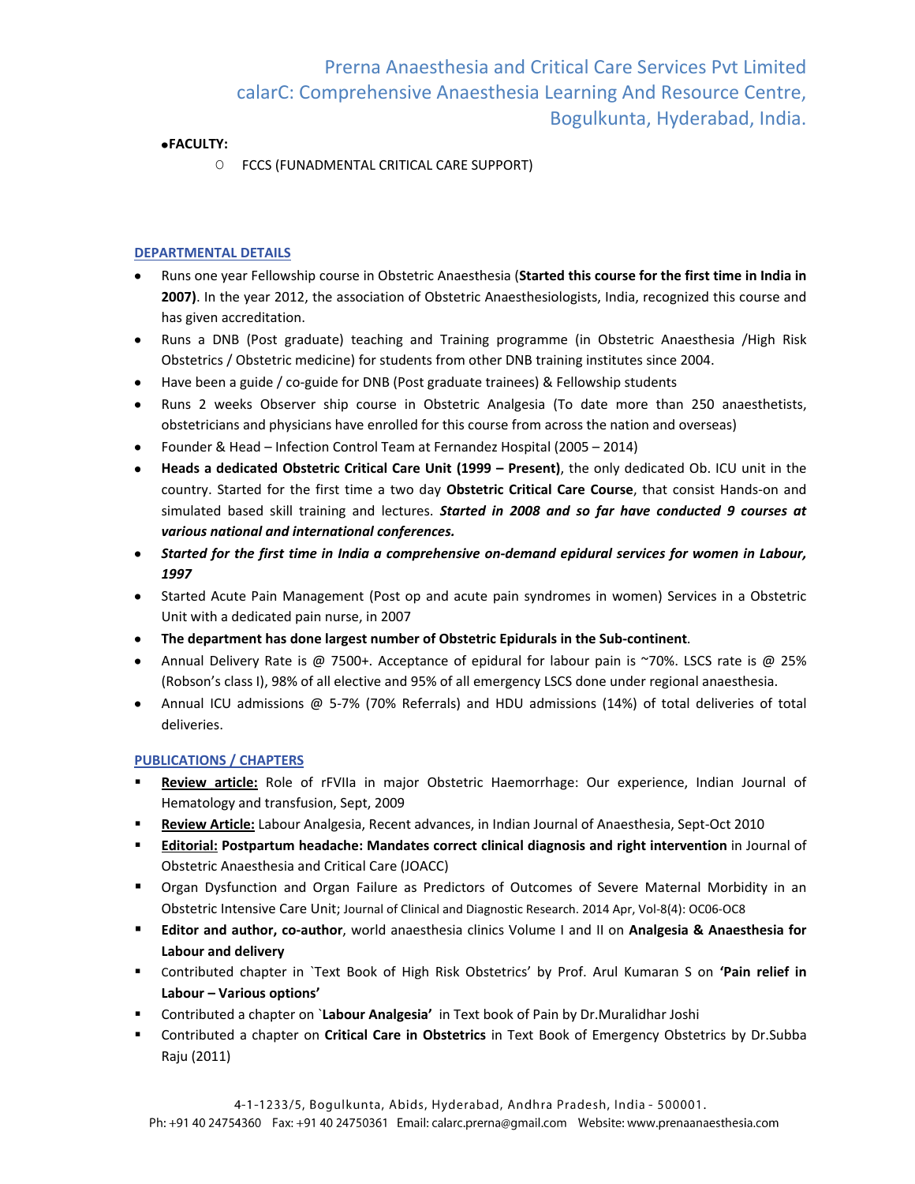- **FACULTY:**
  - FCCS (FUNADMENTAL CRITICAL CARE SUPPORT)

## DEPARTMENTAL DETAILS

- Runs one year Fellowship course in Obstetric Anaesthesia (**Started this course for the first time in India in 2007)**. In the year 2012, the association of Obstetric Anaesthesiologists, India, recognized this course and has given accreditation.
- Runs a DNB (Post graduate) teaching and Training programme (in Obstetric Anaesthesia /High Risk Obstetrics / Obstetric medicine) for students from other DNB training institutes since 2004.
- Have been a guide / co-guide for DNB (Post graduate trainees) & Fellowship students
- Runs 2 weeks Observer ship course in Obstetric Analgesia (To date more than 250 anaesthetists, obstetricians and physicians have enrolled for this course from across the nation and overseas)
- Founder & Head – Infection Control Team at Fernandez Hospital (2005 – 2014)
- **Heads a dedicated Obstetric Critical Care Unit (1999 – Present)**, the only dedicated Ob. ICU unit in the country. Started for the first time a two day **Obstetric Critical Care Course**, that consist Hands-on and simulated based skill training and lectures. ***Started in 2008 and so far have conducted 9 courses at various national and international conferences.***
- ***Started for the first time in India a comprehensive on-demand epidural services for women in Labour, 1997***
- Started Acute Pain Management (Post op and acute pain syndromes in women) Services in a Obstetric Unit with a dedicated pain nurse, in 2007
- **The department has done largest number of Obstetric Epidurals in the Sub-continent**.
- Annual Delivery Rate is @ 7500+. Acceptance of epidural for labour pain is ~70%. LSCS rate is @ 25% (Robson's class I), 98% of all elective and 95% of all emergency LSCS done under regional anaesthesia.
- Annual ICU admissions @ 5-7% (70% Referrals) and HDU admissions (14%) of total deliveries of total deliveries.

## PUBLICATIONS / CHAPTERS

- **Review article:** Role of rFVIIa in major Obstetric Haemorrhage: Our experience, Indian Journal of Hematology and transfusion, Sept, 2009
- **Review Article:** Labour Analgesia, Recent advances, in Indian Journal of Anaesthesia, Sept-Oct 2010
- **Editorial:** **Postpartum headache: Mandates correct clinical diagnosis and right intervention** in Journal of Obstetric Anaesthesia and Critical Care (JOACC)
- Organ Dysfunction and Organ Failure as Predictors of Outcomes of Severe Maternal Morbidity in an Obstetric Intensive Care Unit; Journal of Clinical and Diagnostic Research. 2014 Apr, Vol-8(4): OC06-OC8
- **Editor and author, co-author**, world anaesthesia clinics Volume I and II on **Analgesia & Anaesthesia for Labour and delivery**
- Contributed chapter in `Text Book of High Risk Obstetrics' by Prof. Arul Kumaran S on **'Pain relief in Labour – Various options'**
- Contributed a chapter on `**Labour Analgesia'** in Text book of Pain by Dr.Muralidhar Joshi
- Contributed a chapter on **Critical Care in Obstetrics** in Text Book of Emergency Obstetrics by Dr.Subba Raju (2011)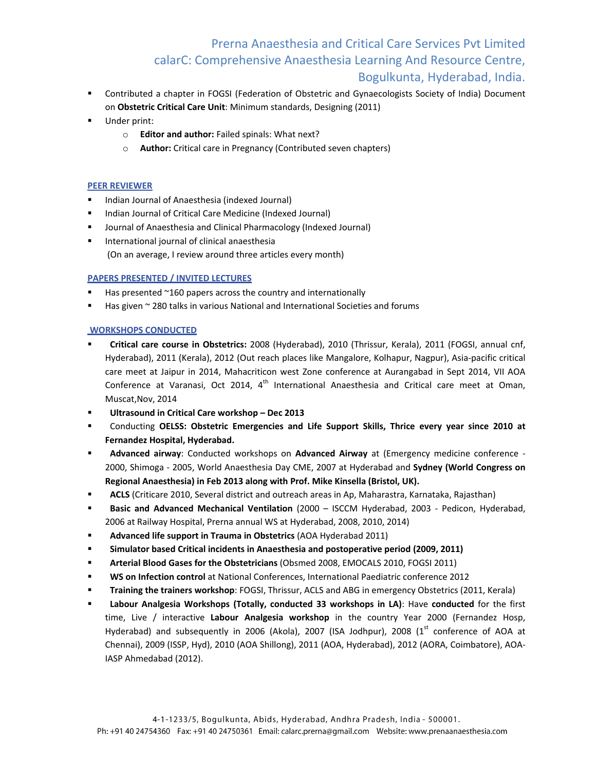- Contributed a chapter in FOGSI (Federation of Obstetric and Gynaecologists Society of India) Document on **Obstetric Critical Care Unit**: Minimum standards, Designing (2011)
- Under print:
  - **Editor and author:** Failed spinals: What next?
  - **Author:** Critical care in Pregnancy (Contributed seven chapters)

## PEER REVIEWER

- Indian Journal of Anaesthesia (indexed Journal)
- Indian Journal of Critical Care Medicine (Indexed Journal)
- Journal of Anaesthesia and Clinical Pharmacology (Indexed Journal)
- International journal of clinical anaesthesia
  (On an average, I review around three articles every month)

## PAPERS PRESENTED / INVITED LECTURES

- Has presented ~160 papers across the country and internationally
- Has given ~ 280 talks in various National and International Societies and forums

## WORKSHOPS CONDUCTED

- **Critical care course in Obstetrics:** 2008 (Hyderabad), 2010 (Thrissur, Kerala), 2011 (FOGSI, annual cnf, Hyderabad), 2011 (Kerala), 2012 (Out reach places like Mangalore, Kolhapur, Nagpur), Asia-pacific critical care meet at Jaipur in 2014, Mahacriticon west Zone conference at Aurangabad in Sept 2014, VII AOA Conference at Varanasi, Oct 2014, 4th International Anaesthesia and Critical care meet at Oman, Muscat,Nov, 2014
- **Ultrasound in Critical Care workshop – Dec 2013**
- Conducting **OELSS: Obstetric Emergencies and Life Support Skills, Thrice every year since 2010 at Fernandez Hospital, Hyderabad.**
- **Advanced airway**: Conducted workshops on **Advanced Airway** at (Emergency medicine conference - 2000, Shimoga - 2005, World Anaesthesia Day CME, 2007 at Hyderabad and **Sydney (World Congress on Regional Anaesthesia) in Feb 2013 along with Prof. Mike Kinsella (Bristol, UK).**
- **ACLS** (Criticare 2010, Several district and outreach areas in Ap, Maharastra, Karnataka, Rajasthan)
- **Basic and Advanced Mechanical Ventilation** (2000 – ISCCM Hyderabad, 2003 - Pedicon, Hyderabad, 2006 at Railway Hospital, Prerna annual WS at Hyderabad, 2008, 2010, 2014)
- **Advanced life support in Trauma in Obstetrics** (AOA Hyderabad 2011)
- **Simulator based Critical incidents in Anaesthesia and postoperative period (2009, 2011)**
- **Arterial Blood Gases for the Obstetricians** (Obsmed 2008, EMOCALS 2010, FOGSI 2011)
- **WS on Infection control** at National Conferences, International Paediatric conference 2012
- **Training the trainers workshop**: FOGSI, Thrissur, ACLS and ABG in emergency Obstetrics (2011, Kerala)
- **Labour Analgesia Workshops (Totally, conducted 33 workshops in LA)**: Have **conducted** for the first time, Live / interactive **Labour Analgesia workshop** in the country Year 2000 (Fernandez Hosp, Hyderabad) and subsequently in 2006 (Akola), 2007 (ISA Jodhpur), 2008 (1st conference of AOA at Chennai), 2009 (ISSP, Hyd), 2010 (AOA Shillong), 2011 (AOA, Hyderabad), 2012 (AORA, Coimbatore), AOA-IASP Ahmedabad (2012).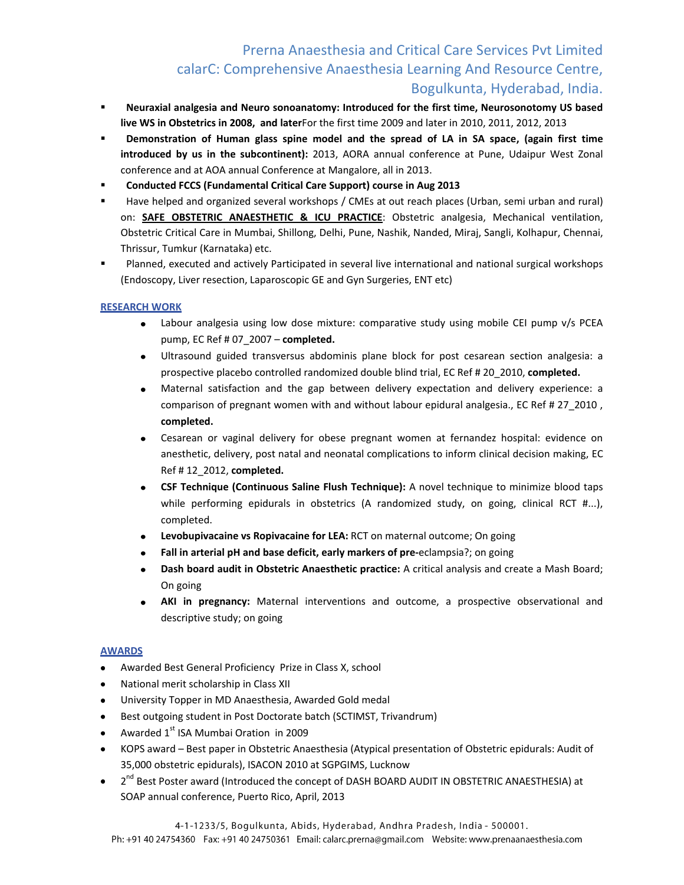- **Neuraxial analgesia and Neuro sonoanatomy: Introduced for the first time, Neurosonotomy US based live WS in Obstetrics in 2008, and later**For the first time 2009 and later in 2010, 2011, 2012, 2013
- **Demonstration of Human glass spine model and the spread of LA in SA space, (again first time introduced by us in the subcontinent):** 2013, AORA annual conference at Pune, Udaipur West Zonal conference and at AOA annual Conference at Mangalore, all in 2013.
- **Conducted FCCS (Fundamental Critical Care Support) course in Aug 2013**
- Have helped and organized several workshops / CMEs at out reach places (Urban, semi urban and rural) on: **SAFE OBSTETRIC ANAESTHETIC & ICU PRACTICE**: Obstetric analgesia, Mechanical ventilation, Obstetric Critical Care in Mumbai, Shillong, Delhi, Pune, Nashik, Nanded, Miraj, Sangli, Kolhapur, Chennai, Thrissur, Tumkur (Karnataka) etc.
- Planned, executed and actively Participated in several live international and national surgical workshops (Endoscopy, Liver resection, Laparoscopic GE and Gyn Surgeries, ENT etc)

## RESEARCH WORK

- Labour analgesia using low dose mixture: comparative study using mobile CEI pump v/s PCEA pump, EC Ref # 07_2007 – **completed.**
- Ultrasound guided transversus abdominis plane block for post cesarean section analgesia: a prospective placebo controlled randomized double blind trial, EC Ref # 20_2010, **completed.**
- Maternal satisfaction and the gap between delivery expectation and delivery experience: a comparison of pregnant women with and without labour epidural analgesia., EC Ref # 27_2010 , **completed.**
- Cesarean or vaginal delivery for obese pregnant women at fernandez hospital: evidence on anesthetic, delivery, post natal and neonatal complications to inform clinical decision making, EC Ref # 12_2012, **completed.**
- **CSF Technique (Continuous Saline Flush Technique):** A novel technique to minimize blood taps while performing epidurals in obstetrics (A randomized study, on going, clinical RCT #...), completed.
- **Levobupivacaine vs Ropivacaine for LEA:** RCT on maternal outcome; On going
- **Fall in arterial pH and base deficit, early markers of pre-**eclampsia?; on going
- **Dash board audit in Obstetric Anaesthetic practice:** A critical analysis and create a Mash Board; On going
- **AKI in pregnancy:** Maternal interventions and outcome, a prospective observational and descriptive study; on going

## AWARDS

- Awarded Best General Proficiency Prize in Class X, school
- National merit scholarship in Class XII
- University Topper in MD Anaesthesia, Awarded Gold medal
- Best outgoing student in Post Doctorate batch (SCTIMST, Trivandrum)
- Awarded 1st ISA Mumbai Oration in 2009
- KOPS award – Best paper in Obstetric Anaesthesia (Atypical presentation of Obstetric epidurals: Audit of 35,000 obstetric epidurals), ISACON 2010 at SGPGIMS, Lucknow
- 2nd Best Poster award (Introduced the concept of DASH BOARD AUDIT IN OBSTETRIC ANAESTHESIA) at SOAP annual conference, Puerto Rico, April, 2013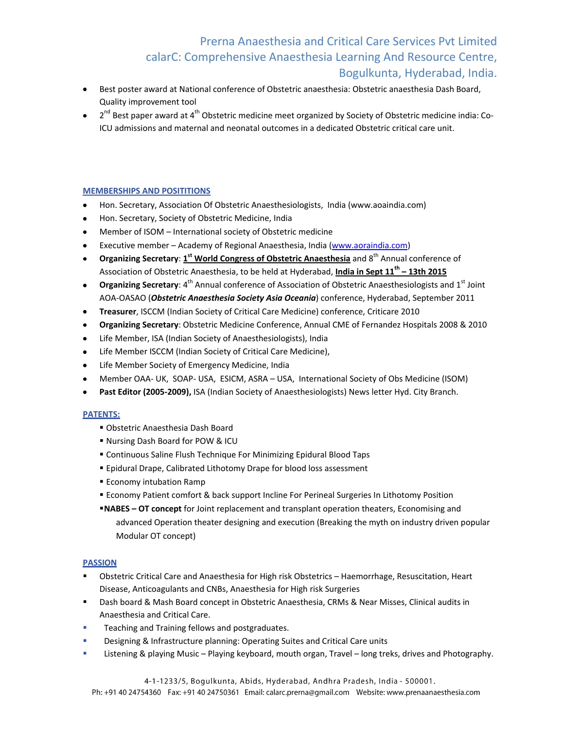- Best poster award at National conference of Obstetric anaesthesia: Obstetric anaesthesia Dash Board, Quality improvement tool
- 2nd Best paper award at 4th Obstetric medicine meet organized by Society of Obstetric medicine india: Co-ICU admissions and maternal and neonatal outcomes in a dedicated Obstetric critical care unit.

## MEMBERSHIPS AND POSITITIONS

- Hon. Secretary, Association Of Obstetric Anaesthesiologists, India (www.aoaindia.com)
- Hon. Secretary, Society of Obstetric Medicine, India
- Member of ISOM – International society of Obstetric medicine
- Executive member – Academy of Regional Anaesthesia, India (www.aoraindia.com)
- **Organizing Secretary**: **1st World Congress of Obstetric Anaesthesia** and 8th Annual conference of Association of Obstetric Anaesthesia, to be held at Hyderabad, **India in Sept 11th – 13th 2015**
- **Organizing Secretary**: 4th Annual conference of Association of Obstetric Anaesthesiologists and 1st Joint AOA-OASAO (***Obstetric Anaesthesia Society Asia Oceania***) conference, Hyderabad, September 2011
- **Treasurer**, ISCCM (Indian Society of Critical Care Medicine) conference, Criticare 2010
- **Organizing Secretary**: Obstetric Medicine Conference, Annual CME of Fernandez Hospitals 2008 & 2010
- Life Member, ISA (Indian Society of Anaesthesiologists), India
- Life Member ISCCM (Indian Society of Critical Care Medicine),
- Life Member Society of Emergency Medicine, India
- Member OAA- UK, SOAP- USA, ESICM, ASRA – USA, International Society of Obs Medicine (ISOM)
- **Past Editor (2005-2009),** ISA (Indian Society of Anaesthesiologists) News letter Hyd. City Branch.

## PATENTS:

- Obstetric Anaesthesia Dash Board
- Nursing Dash Board for POW & ICU
- Continuous Saline Flush Technique For Minimizing Epidural Blood Taps
- Epidural Drape, Calibrated Lithotomy Drape for blood loss assessment
- Economy intubation Ramp
- Economy Patient comfort & back support Incline For Perineal Surgeries In Lithotomy Position
- **NABES – OT concept** for Joint replacement and transplant operation theaters, Economising and advanced Operation theater designing and execution (Breaking the myth on industry driven popular Modular OT concept)

## PASSION

- Obstetric Critical Care and Anaesthesia for High risk Obstetrics – Haemorrhage, Resuscitation, Heart Disease, Anticoagulants and CNBs, Anaesthesia for High risk Surgeries
- Dash board & Mash Board concept in Obstetric Anaesthesia, CRMs & Near Misses, Clinical audits in Anaesthesia and Critical Care.
- Teaching and Training fellows and postgraduates.
- Designing & Infrastructure planning: Operating Suites and Critical Care units
- Listening & playing Music – Playing keyboard, mouth organ, Travel – long treks, drives and Photography.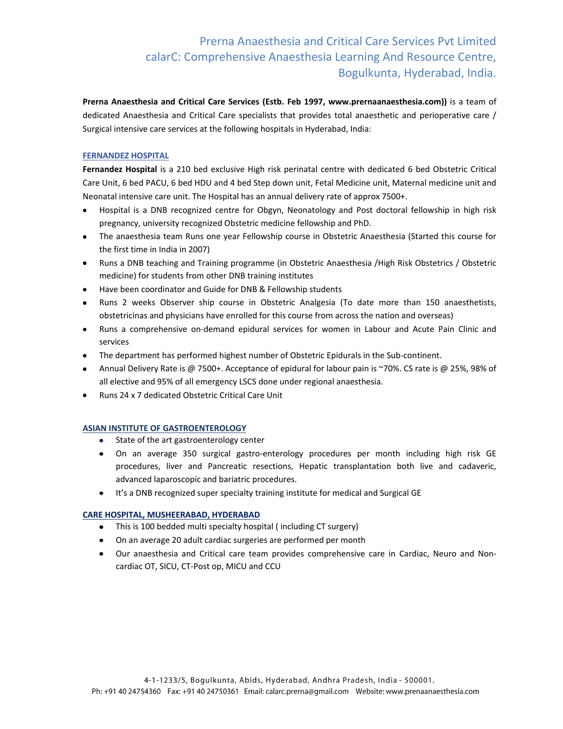# Prerna Anaesthesia and Critical Care Services Pvt Limited
## calarC: Comprehensive Anaesthesia Learning And Resource Centre, Bogulkunta, Hyderabad, India.

**Prerna Anaesthesia and Critical Care Services (Estb. Feb 1997, www.prernaanaesthesia.com))** is a team of dedicated Anaesthesia and Critical Care specialists that provides total anaesthetic and perioperative care / Surgical intensive care services at the following hospitals in Hyderabad, India:

### FERNANDEZ HOSPITAL

**Fernandez Hospital** is a 210 bed exclusive High risk perinatal centre with dedicated 6 bed Obstetric Critical Care Unit, 6 bed PACU, 6 bed HDU and 4 bed Step down unit, Fetal Medicine unit, Maternal medicine unit and Neonatal intensive care unit. The Hospital has an annual delivery rate of approx 7500+.

- Hospital is a DNB recognized centre for Obgyn, Neonatology and Post doctoral fellowship in high risk pregnancy, university recognized Obstetric medicine fellowship and PhD.
- The anaesthesia team Runs one year Fellowship course in Obstetric Anaesthesia (Started this course for the first time in India in 2007)
- Runs a DNB teaching and Training programme (in Obstetric Anaesthesia /High Risk Obstetrics / Obstetric medicine) for students from other DNB training institutes
- Have been coordinator and Guide for DNB & Fellowship students
- Runs 2 weeks Observer ship course in Obstetric Analgesia (To date more than 150 anaesthetists, obstetricinas and physicians have enrolled for this course from across the nation and overseas)
- Runs a comprehensive on-demand epidural services for women in Labour and Acute Pain Clinic and services
- The department has performed highest number of Obstetric Epidurals in the Sub-continent.
- Annual Delivery Rate is @ 7500+. Acceptance of epidural for labour pain is ~70%. CS rate is @ 25%, 98% of all elective and 95% of all emergency LSCS done under regional anaesthesia.
- Runs 24 x 7 dedicated Obstetric Critical Care Unit

### ASIAN INSTITUTE OF GASTROENTEROLOGY

- State of the art gastroenterology center
- On an average 350 surgical gastro-enterology procedures per month including high risk GE procedures, liver and Pancreatic resections, Hepatic transplantation both live and cadaveric, advanced laparoscopic and bariatric procedures.
- It's a DNB recognized super specialty training institute for medical and Surgical GE

### CARE HOSPITAL, MUSHEERABAD, HYDERABAD

- This is 100 bedded multi specialty hospital ( including CT surgery)
- On an average 20 adult cardiac surgeries are performed per month
- Our anaesthesia and Critical care team provides comprehensive care in Cardiac, Neuro and Non-cardiac OT, SICU, CT-Post op, MICU and CCU

4-1-1233/5, Bogulkunta, Abids, Hyderabad, Andhra Pradesh, India - 500001.
Ph: +91 40 24754360 Fax: +91 40 24750361 Email: calarc.prerna@gmail.com Website: www.prenaanaesthesia.com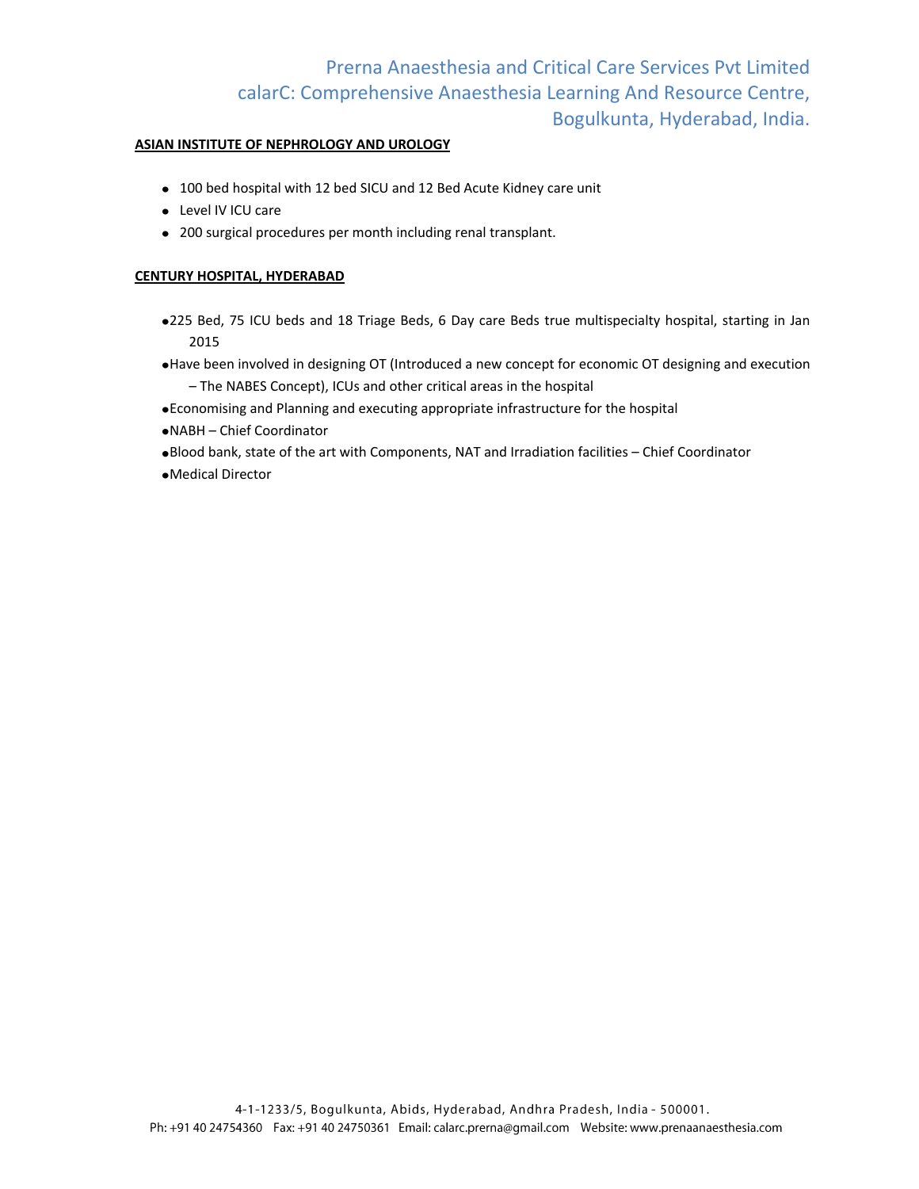**ASIAN INSTITUTE OF NEPHROLOGY AND UROLOGY**

- 100 bed hospital with 12 bed SICU and 12 Bed Acute Kidney care unit
- Level IV ICU care
- 200 surgical procedures per month including renal transplant.

**CENTURY HOSPITAL, HYDERABAD**

- 225 Bed, 75 ICU beds and 18 Triage Beds, 6 Day care Beds true multispecialty hospital, starting in Jan 2015
- Have been involved in designing OT (Introduced a new concept for economic OT designing and execution – The NABES Concept), ICUs and other critical areas in the hospital
- Economising and Planning and executing appropriate infrastructure for the hospital
- NABH – Chief Coordinator
- Blood bank, state of the art with Components, NAT and Irradiation facilities – Chief Coordinator
- Medical Director